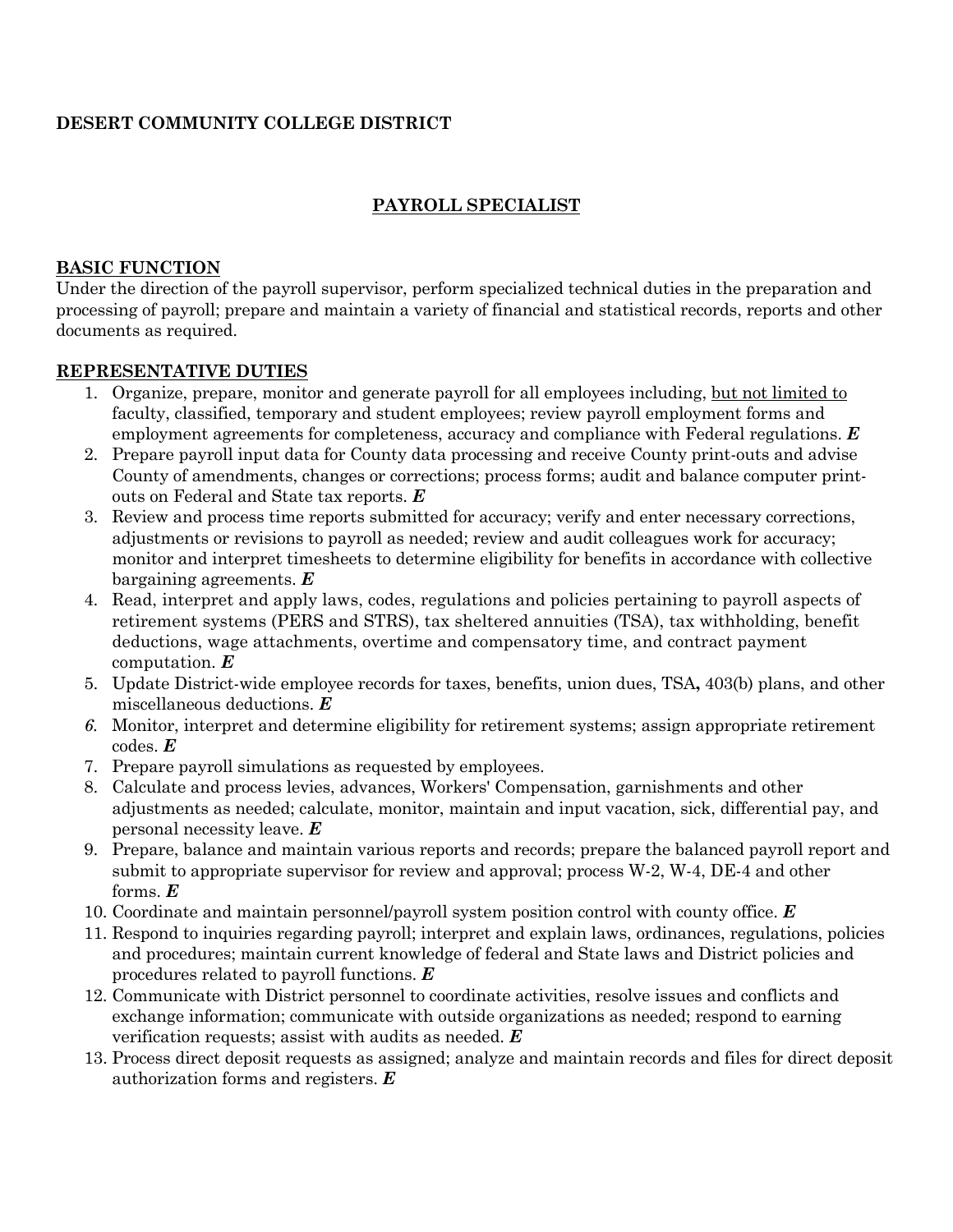**DESERT COMMUNITY COLLEGE DISTRICT**

## PAYROLL SPECIALIST

### BASIC FUNCTION

Under the direction of the payroll supervisor, perform specialized technical duties in the preparation and processing of payroll; prepare and maintain a variety of financial and statistical records, reports and other documents as required.

### REPRESENTATIVE DUTIES

1. Organize, prepare, monitor and generate payroll for all employees including, <u>but not limited to</u> faculty, classified, temporary and student employees; review payroll employment forms and employment agreements for completeness, accuracy and compliance with Federal regulations. ***E***
2. Prepare payroll input data for County data processing and receive County print-outs and advise County of amendments, changes or corrections; process forms; audit and balance computer print-outs on Federal and State tax reports. ***E***
3. Review and process time reports submitted for accuracy; verify and enter necessary corrections, adjustments or revisions to payroll as needed; review and audit colleagues work for accuracy; monitor and interpret timesheets to determine eligibility for benefits in accordance with collective bargaining agreements. ***E***
4. Read, interpret and apply laws, codes, regulations and policies pertaining to payroll aspects of retirement systems (PERS and STRS), tax sheltered annuities (TSA), tax withholding, benefit deductions, wage attachments, overtime and compensatory time, and contract payment computation. ***E***
5. Update District-wide employee records for taxes, benefits, union dues, TSA**,** 403(b) plans, and other miscellaneous deductions. ***E***
6. Monitor, interpret and determine eligibility for retirement systems; assign appropriate retirement codes. ***E***
7. Prepare payroll simulations as requested by employees.
8. Calculate and process levies, advances, Workers' Compensation, garnishments and other adjustments as needed; calculate, monitor, maintain and input vacation, sick, differential pay, and personal necessity leave. ***E***
9. Prepare, balance and maintain various reports and records; prepare the balanced payroll report and submit to appropriate supervisor for review and approval; process W-2, W-4, DE-4 and other forms. ***E***
10. Coordinate and maintain personnel/payroll system position control with county office. ***E***
11. Respond to inquiries regarding payroll; interpret and explain laws, ordinances, regulations, policies and procedures; maintain current knowledge of federal and State laws and District policies and procedures related to payroll functions. ***E***
12. Communicate with District personnel to coordinate activities, resolve issues and conflicts and exchange information; communicate with outside organizations as needed; respond to earning verification requests; assist with audits as needed. ***E***
13. Process direct deposit requests as assigned; analyze and maintain records and files for direct deposit authorization forms and registers. ***E***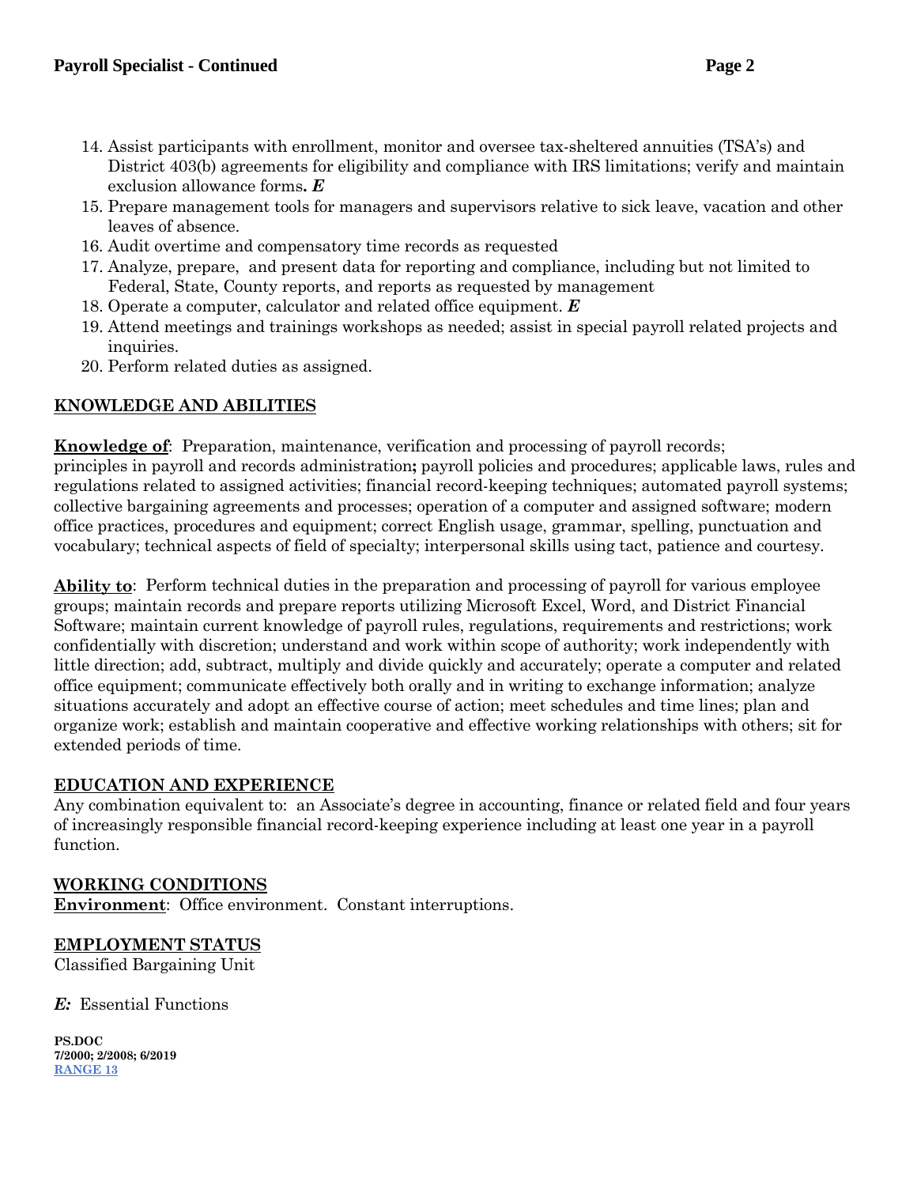14. Assist participants with enrollment, monitor and oversee tax-sheltered annuities (TSA's) and District 403(b) agreements for eligibility and compliance with IRS limitations; verify and maintain exclusion allowance forms**.** ***E***
15. Prepare management tools for managers and supervisors relative to sick leave, vacation and other leaves of absence.
16. Audit overtime and compensatory time records as requested
17. Analyze, prepare, and present data for reporting and compliance, including but not limited to Federal, State, County reports, and reports as requested by management
18. Operate a computer, calculator and related office equipment. ***E***
19. Attend meetings and trainings workshops as needed; assist in special payroll related projects and inquiries.
20. Perform related duties as assigned.

## KNOWLEDGE AND ABILITIES

**Knowledge of**: Preparation, maintenance, verification and processing of payroll records; principles in payroll and records administration**;** payroll policies and procedures; applicable laws, rules and regulations related to assigned activities; financial record-keeping techniques; automated payroll systems; collective bargaining agreements and processes; operation of a computer and assigned software; modern office practices, procedures and equipment; correct English usage, grammar, spelling, punctuation and vocabulary; technical aspects of field of specialty; interpersonal skills using tact, patience and courtesy.

**Ability to**: Perform technical duties in the preparation and processing of payroll for various employee groups; maintain records and prepare reports utilizing Microsoft Excel, Word, and District Financial Software; maintain current knowledge of payroll rules, regulations, requirements and restrictions; work confidentially with discretion; understand and work within scope of authority; work independently with little direction; add, subtract, multiply and divide quickly and accurately; operate a computer and related office equipment; communicate effectively both orally and in writing to exchange information; analyze situations accurately and adopt an effective course of action; meet schedules and time lines; plan and organize work; establish and maintain cooperative and effective working relationships with others; sit for extended periods of time.

## EDUCATION AND EXPERIENCE

Any combination equivalent to: an Associate's degree in accounting, finance or related field and four years of increasingly responsible financial record-keeping experience including at least one year in a payroll function.

## WORKING CONDITIONS

**Environment**: Office environment. Constant interruptions.

## EMPLOYMENT STATUS

Classified Bargaining Unit

***E:*** Essential Functions

**PS.DOC**
**7/2000; 2/2008; 6/2019**
**RANGE 13**